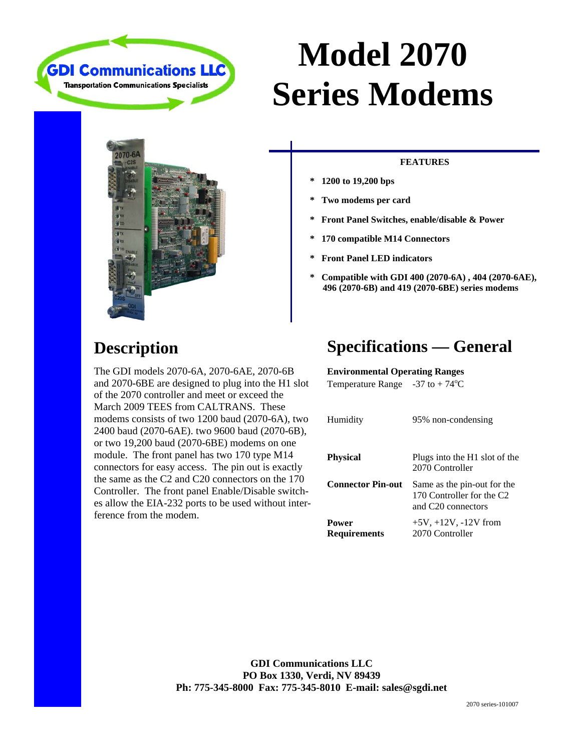GDI Communications LLC

Transportation Communications Specialists

# Model 2070 Series Modems

**FEATURES**

* **1200 to 19,200 bps**
* **Two modems per card**
* **Front Panel Switches, enable/disable & Power**
* **170 compatible M14 Connectors**
* **Front Panel LED indicators**
* **Compatible with GDI 400 (2070-6A) , 404 (2070-6AE), 496 (2070-6B) and 419 (2070-6BE) series modems**

## Description

The GDI models 2070-6A, 2070-6AE, 2070-6B and 2070-6BE are designed to plug into the H1 slot of the 2070 controller and meet or exceed the March 2009 TEES from CALTRANS. These modems consists of two 1200 baud (2070-6A), two 2400 baud (2070-6AE). two 9600 baud (2070-6B), or two 19,200 baud (2070-6BE) modems on one module. The front panel has two 170 type M14 connectors for easy access. The pin out is exactly the same as the C2 and C20 connectors on the 170 Controller. The front panel Enable/Disable switches allow the EIA-232 ports to be used without interference from the modem.

## Specifications — General

**Environmental Operating Ranges**

| | |
|---|---|
| Temperature Range | -37 to + 74°C |
| Humidity | 95% non-condensing |
| **Physical** | Plugs into the H1 slot of the 2070 Controller |
| **Connector Pin-out** | Same as the pin-out for the 170 Controller for the C2 and C20 connectors |
| **Power Requirements** | +5V, +12V, -12V from 2070 Controller |

**GDI Communications LLC**
**PO Box 1330, Verdi, NV 89439**
**Ph: 775-345-8000 Fax: 775-345-8010 E-mail: sales@sgdi.net**

2070 series-101007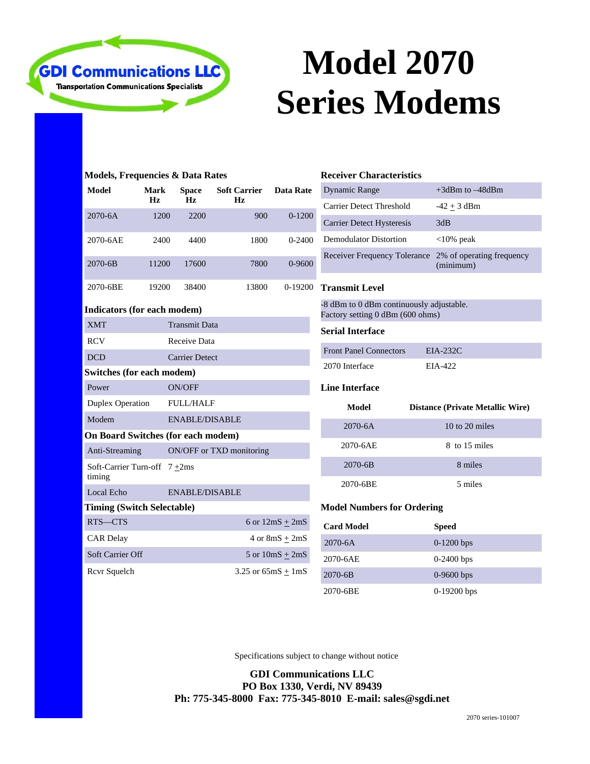GDI Communications LLC

Transportation Communications Specialists

# Model 2070 Series Modems

### Models, Frequencies & Data Rates

| Model | Mark Hz | Space Hz | Soft Carrier Hz | Data Rate |
|---|---|---|---|---|
| 2070-6A | 1200 | 2200 | 900 | 0-1200 |
| 2070-6AE | 2400 | 4400 | 1800 | 0-2400 |
| 2070-6B | 11200 | 17600 | 7800 | 0-9600 |
| 2070-6BE | 19200 | 38400 | 13800 | 0-19200 |

### Indicators (for each modem)

| | |
|---|---|
| XMT | Transmit Data |
| RCV | Receive Data |
| DCD | Carrier Detect |

### Switches (for each modem)

| | |
|---|---|
| Power | ON/OFF |
| Duplex Operation | FULL/HALF |
| Modem | ENABLE/DISABLE |

### On Board Switches (for each modem)

| | |
|---|---|
| Anti-Streaming | ON/OFF or TXD monitoring |
| Soft-Carrier Turn-off timing | 7 ±2ms |
| Local Echo | ENABLE/DISABLE |

### Timing (Switch Selectable)

| | |
|---|---|
| RTS—CTS | 6 or 12mS ± 2mS |
| CAR Delay | 4 or 8mS ± 2mS |
| Soft Carrier Off | 5 or 10mS ± 2mS |
| Rcvr Squelch | 3.25 or 65mS ± 1mS |

### Receiver Characteristics

| | |
|---|---|
| Dynamic Range | +3dBm to –48dBm |
| Carrier Detect Threshold | -42 ± 3 dBm |
| Carrier Detect Hysteresis | 3dB |
| Demodulator Distortion | <10% peak |
| Receiver Frequency Tolerance | 2% of operating frequency (minimum) |

### Transmit Level

-8 dBm to 0 dBm continuously adjustable.
Factory setting 0 dBm (600 ohms)

### Serial Interface

| | |
|---|---|
| Front Panel Connectors | EIA-232C |
| 2070 Interface | EIA-422 |

### Line Interface

| Model | Distance (Private Metallic Wire) |
|---|---|
| 2070-6A | 10 to 20 miles |
| 2070-6AE | 8 to 15 miles |
| 2070-6B | 8 miles |
| 2070-6BE | 5 miles |

### Model Numbers for Ordering

| Card Model | Speed |
|---|---|
| 2070-6A | 0-1200 bps |
| 2070-6AE | 0-2400 bps |
| 2070-6B | 0-9600 bps |
| 2070-6BE | 0-19200 bps |

Specifications subject to change without notice

**GDI Communications LLC**
**PO Box 1330, Verdi, NV 89439**
**Ph: 775-345-8000 Fax: 775-345-8010 E-mail: sales@sgdi.net**

2070 series-101007